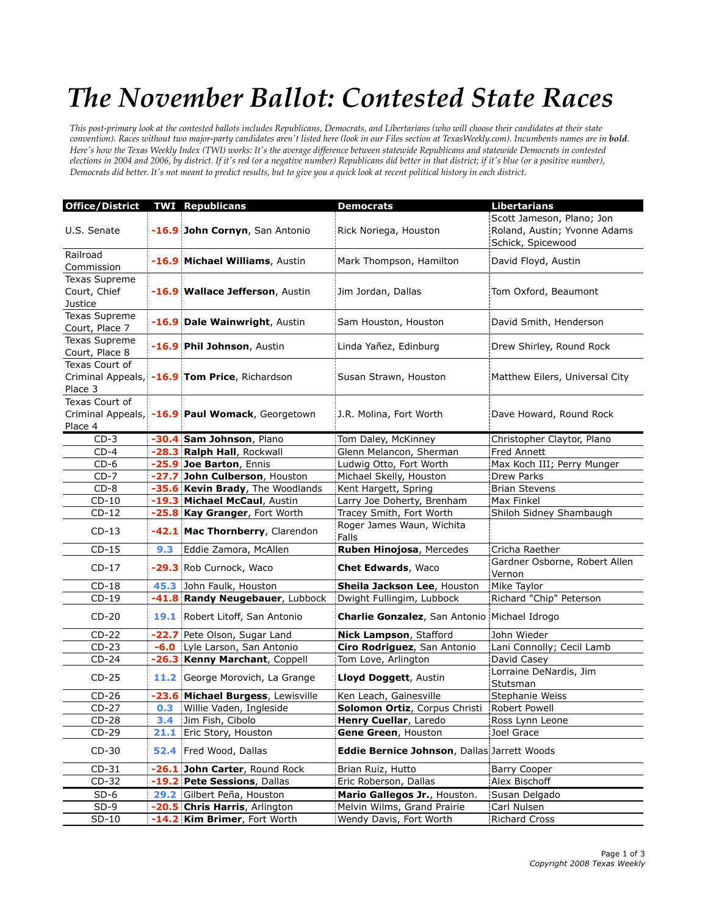# The November Ballot: Contested State Races

*This post-primary look at the contested ballots includes Republicans, Democrats, and Libertarians (who will choose their candidates at their state convention). Races without two major-party candidates aren't listed here (look in our Files section at TexasWeekly.com). Incumbents names are in **bold**. Here's how the Texas Weekly Index (TWI) works: It's the average difference between statewide Republicans and statewide Democrats in contested elections in 2004 and 2006, by district. If it's red (or a negative number) Republicans did better in that district; if it's blue (or a positive number), Democrats did better. It's not meant to predict results, but to give you a quick look at recent political history in each district.*

| Office/District | TWI | Republicans | Democrats | Libertarians |
|---|---|---|---|---|
| U.S. Senate | -16.9 | **John Cornyn**, San Antonio | Rick Noriega, Houston | Scott Jameson, Plano; Jon Roland, Austin; Yvonne Adams Schick, Spicewood |
| Railroad Commission | -16.9 | **Michael Williams**, Austin | Mark Thompson, Hamilton | David Floyd, Austin |
| Texas Supreme Court, Chief Justice | -16.9 | **Wallace Jefferson**, Austin | Jim Jordan, Dallas | Tom Oxford, Beaumont |
| Texas Supreme Court, Place 7 | -16.9 | **Dale Wainwright**, Austin | Sam Houston, Houston | David Smith, Henderson |
| Texas Supreme Court, Place 8 | -16.9 | **Phil Johnson**, Austin | Linda Yañez, Edinburg | Drew Shirley, Round Rock |
| Texas Court of Criminal Appeals, Place 3 | -16.9 | **Tom Price**, Richardson | Susan Strawn, Houston | Matthew Eilers, Universal City |
| Texas Court of Criminal Appeals, Place 4 | -16.9 | **Paul Womack**, Georgetown | J.R. Molina, Fort Worth | Dave Howard, Round Rock |
| CD-3 | -30.4 | **Sam Johnson**, Plano | Tom Daley, McKinney | Christopher Claytor, Plano |
| CD-4 | -28.3 | **Ralph Hall**, Rockwall | Glenn Melancon, Sherman | Fred Annett |
| CD-6 | -25.9 | **Joe Barton**, Ennis | Ludwig Otto, Fort Worth | Max Koch III; Perry Munger |
| CD-7 | -27.7 | **John Culberson**, Houston | Michael Skelly, Houston | Drew Parks |
| CD-8 | -35.6 | **Kevin Brady**, The Woodlands | Kent Hargett, Spring | Brian Stevens |
| CD-10 | -19.3 | **Michael McCaul**, Austin | Larry Joe Doherty, Brenham | Max Finkel |
| CD-12 | -25.8 | **Kay Granger**, Fort Worth | Tracey Smith, Fort Worth | Shiloh Sidney Shambaugh |
| CD-13 | -42.1 | **Mac Thornberry**, Clarendon | Roger James Waun, Wichita Falls | |
| CD-15 | 9.3 | Eddie Zamora, McAllen | **Ruben Hinojosa**, Mercedes | Cricha Raether |
| CD-17 | -29.3 | Rob Curnock, Waco | **Chet Edwards**, Waco | Gardner Osborne, Robert Allen Vernon |
| CD-18 | 45.3 | John Faulk, Houston | **Sheila Jackson Lee**, Houston | Mike Taylor |
| CD-19 | -41.8 | **Randy Neugebauer**, Lubbock | Dwight Fullingim, Lubbock | Richard "Chip" Peterson |
| CD-20 | 19.1 | Robert Litoff, San Antonio | **Charlie Gonzalez**, San Antonio | Michael Idrogo |
| CD-22 | -22.7 | Pete Olson, Sugar Land | **Nick Lampson**, Stafford | John Wieder |
| CD-23 | -6.0 | Lyle Larson, San Antonio | **Ciro Rodriguez**, San Antonio | Lani Connolly; Cecil Lamb |
| CD-24 | -26.3 | **Kenny Marchant**, Coppell | Tom Love, Arlington | David Casey |
| CD-25 | 11.2 | George Morovich, La Grange | **Lloyd Doggett**, Austin | Lorraine DeNardis, Jim Stutsman |
| CD-26 | -23.6 | **Michael Burgess**, Lewisville | Ken Leach, Gainesville | Stephanie Weiss |
| CD-27 | 0.3 | Willie Vaden, Ingleside | **Solomon Ortiz**, Corpus Christi | Robert Powell |
| CD-28 | 3.4 | Jim Fish, Cibolo | **Henry Cuellar**, Laredo | Ross Lynn Leone |
| CD-29 | 21.1 | Eric Story, Houston | **Gene Green**, Houston | Joel Grace |
| CD-30 | 52.4 | Fred Wood, Dallas | **Eddie Bernice Johnson**, Dallas | Jarrett Woods |
| CD-31 | -26.1 | **John Carter**, Round Rock | Brian Ruiz, Hutto | Barry Cooper |
| CD-32 | -19.2 | **Pete Sessions**, Dallas | Eric Roberson, Dallas | Alex Bischoff |
| SD-6 | 29.2 | Gilbert Peña, Houston | **Mario Gallegos Jr.**, Houston. | Susan Delgado |
| SD-9 | -20.5 | **Chris Harris**, Arlington | Melvin Wilms, Grand Prairie | Carl Nulsen |
| SD-10 | -14.2 | **Kim Brimer**, Fort Worth | Wendy Davis, Fort Worth | Richard Cross |

*Copyright 2008 Texas Weekly*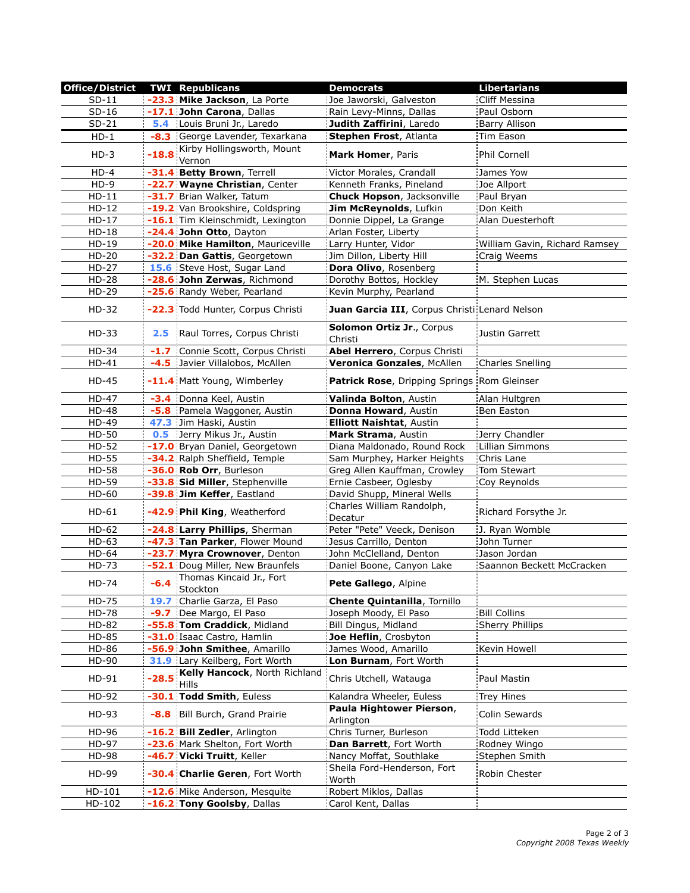| Office/District | TWI | Republicans | Democrats | Libertarians |
|---|---|---|---|---|
| SD-11 | -23.3 | **Mike Jackson**, La Porte | Joe Jaworski, Galveston | Cliff Messina |
| SD-16 | -17.1 | **John Carona**, Dallas | Rain Levy-Minns, Dallas | Paul Osborn |
| SD-21 | 5.4 | Louis Bruni Jr., Laredo | **Judith Zaffirini**, Laredo | Barry Allison |
| HD-1 | -8.3 | George Lavender, Texarkana | **Stephen Frost**, Atlanta | Tim Eason |
| HD-3 | -18.8 | Kirby Hollingsworth, Mount Vernon | **Mark Homer**, Paris | Phil Cornell |
| HD-4 | -31.4 | **Betty Brown**, Terrell | Victor Morales, Crandall | James Yow |
| HD-9 | -22.7 | **Wayne Christian**, Center | Kenneth Franks, Pineland | Joe Allport |
| HD-11 | -31.7 | Brian Walker, Tatum | **Chuck Hopson**, Jacksonville | Paul Bryan |
| HD-12 | -19.2 | Van Brookshire, Coldspring | **Jim McReynolds**, Lufkin | Don Keith |
| HD-17 | -16.1 | Tim Kleinschmidt, Lexington | Donnie Dippel, La Grange | Alan Duesterhoft |
| HD-18 | -24.4 | **John Otto**, Dayton | Arlan Foster, Liberty | |
| HD-19 | -20.0 | **Mike Hamilton**, Mauriceville | Larry Hunter, Vidor | William Gavin, Richard Ramsey |
| HD-20 | -32.2 | **Dan Gattis**, Georgetown | Jim Dillon, Liberty Hill | Craig Weems |
| HD-27 | 15.6 | Steve Host, Sugar Land | **Dora Olivo**, Rosenberg | |
| HD-28 | -28.6 | **John Zerwas**, Richmond | Dorothy Bottos, Hockley | M. Stephen Lucas |
| HD-29 | -25.6 | Randy Weber, Pearland | Kevin Murphy, Pearland | |
| HD-32 | -22.3 | Todd Hunter, Corpus Christi | **Juan Garcia III**, Corpus Christi | Lenard Nelson |
| HD-33 | 2.5 | Raul Torres, Corpus Christi | **Solomon Ortiz Jr.**, Corpus Christi | Justin Garrett |
| HD-34 | -1.7 | Connie Scott, Corpus Christi | **Abel Herrero**, Corpus Christi | |
| HD-41 | -4.5 | Javier Villalobos, McAllen | **Veronica Gonzales**, McAllen | Charles Snelling |
| HD-45 | -11.4 | Matt Young, Wimberley | **Patrick Rose**, Dripping Springs | Rom Gleinser |
| HD-47 | -3.4 | Donna Keel, Austin | **Valinda Bolton**, Austin | Alan Hultgren |
| HD-48 | -5.8 | Pamela Waggoner, Austin | **Donna Howard**, Austin | Ben Easton |
| HD-49 | 47.3 | Jim Haski, Austin | **Elliott Naishtat**, Austin | |
| HD-50 | 0.5 | Jerry Mikus Jr., Austin | **Mark Strama**, Austin | Jerry Chandler |
| HD-52 | -17.0 | Bryan Daniel, Georgetown | Diana Maldonado, Round Rock | Lillian Simmons |
| HD-55 | -34.2 | Ralph Sheffield, Temple | Sam Murphey, Harker Heights | Chris Lane |
| HD-58 | -36.0 | **Rob Orr**, Burleson | Greg Allen Kauffman, Crowley | Tom Stewart |
| HD-59 | -33.8 | **Sid Miller**, Stephenville | Ernie Casbeer, Oglesby | Coy Reynolds |
| HD-60 | -39.8 | **Jim Keffer**, Eastland | David Shupp, Mineral Wells | |
| HD-61 | -42.9 | **Phil King**, Weatherford | Charles William Randolph, Decatur | Richard Forsythe Jr. |
| HD-62 | -24.8 | **Larry Phillips**, Sherman | Peter "Pete" Veeck, Denison | J. Ryan Womble |
| HD-63 | -47.3 | **Tan Parker**, Flower Mound | Jesus Carrillo, Denton | John Turner |
| HD-64 | -23.7 | **Myra Crownover**, Denton | John McClelland, Denton | Jason Jordan |
| HD-73 | -52.1 | Doug Miller, New Braunfels | Daniel Boone, Canyon Lake | Saannon Beckett McCracken |
| HD-74 | -6.4 | Thomas Kincaid Jr., Fort Stockton | **Pete Gallego**, Alpine | |
| HD-75 | 19.7 | Charlie Garza, El Paso | **Chente Quintanilla**, Tornillo | |
| HD-78 | -9.7 | Dee Margo, El Paso | Joseph Moody, El Paso | Bill Collins |
| HD-82 | -55.8 | **Tom Craddick**, Midland | Bill Dingus, Midland | Sherry Phillips |
| HD-85 | -31.0 | Isaac Castro, Hamlin | **Joe Heflin**, Crosbyton | |
| HD-86 | -56.9 | **John Smithee**, Amarillo | James Wood, Amarillo | Kevin Howell |
| HD-90 | 31.9 | Lary Keilberg, Fort Worth | **Lon Burnam**, Fort Worth | |
| HD-91 | -28.5 | **Kelly Hancock**, North Richland Hills | Chris Utchell, Watauga | Paul Mastin |
| HD-92 | -30.1 | **Todd Smith**, Euless | Kalandra Wheeler, Euless | Trey Hines |
| HD-93 | -8.8 | Bill Burch, Grand Prairie | **Paula Hightower Pierson**, Arlington | Colin Sewards |
| HD-96 | -16.2 | **Bill Zedler**, Arlington | Chris Turner, Burleson | Todd Litteken |
| HD-97 | -23.6 | Mark Shelton, Fort Worth | **Dan Barrett**, Fort Worth | Rodney Wingo |
| HD-98 | -46.7 | **Vicki Truitt**, Keller | Nancy Moffat, Southlake | Stephen Smith |
| HD-99 | -30.4 | **Charlie Geren**, Fort Worth | Sheila Ford-Henderson, Fort Worth | Robin Chester |
| HD-101 | -12.6 | Mike Anderson, Mesquite | Robert Miklos, Dallas | |
| HD-102 | -16.2 | **Tony Goolsby**, Dallas | Carol Kent, Dallas | |

*Copyright 2008 Texas Weekly*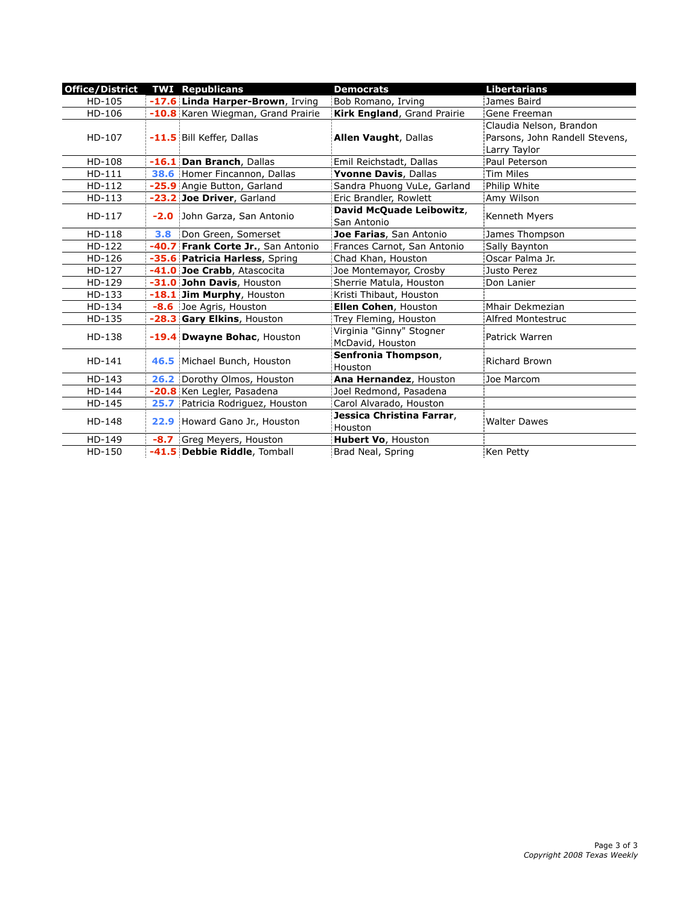| Office/District | TWI | Republicans | Democrats | Libertarians |
|---|---|---|---|---|
| HD-105 | -17.6 | **Linda Harper-Brown**, Irving | Bob Romano, Irving | James Baird |
| HD-106 | -10.8 | Karen Wiegman, Grand Prairie | **Kirk England**, Grand Prairie | Gene Freeman |
| HD-107 | -11.5 | Bill Keffer, Dallas | **Allen Vaught**, Dallas | Claudia Nelson, Brandon Parsons, John Randell Stevens, Larry Taylor |
| HD-108 | -16.1 | **Dan Branch**, Dallas | Emil Reichstadt, Dallas | Paul Peterson |
| HD-111 | 38.6 | Homer Fincannon, Dallas | **Yvonne Davis**, Dallas | Tim Miles |
| HD-112 | -25.9 | Angie Button, Garland | Sandra Phuong VuLe, Garland | Philip White |
| HD-113 | -23.2 | **Joe Driver**, Garland | Eric Brandler, Rowlett | Amy Wilson |
| HD-117 | -2.0 | John Garza, San Antonio | **David McQuade Leibowitz**, San Antonio | Kenneth Myers |
| HD-118 | 3.8 | Don Green, Somerset | **Joe Farias**, San Antonio | James Thompson |
| HD-122 | -40.7 | **Frank Corte Jr.**, San Antonio | Frances Carnot, San Antonio | Sally Baynton |
| HD-126 | -35.6 | **Patricia Harless**, Spring | Chad Khan, Houston | Oscar Palma Jr. |
| HD-127 | -41.0 | **Joe Crabb**, Atascocita | Joe Montemayor, Crosby | Justo Perez |
| HD-129 | -31.0 | **John Davis**, Houston | Sherrie Matula, Houston | Don Lanier |
| HD-133 | -18.1 | **Jim Murphy**, Houston | Kristi Thibaut, Houston | |
| HD-134 | -8.6 | Joe Agris, Houston | **Ellen Cohen**, Houston | Mhair Dekmezian |
| HD-135 | -28.3 | **Gary Elkins**, Houston | Trey Fleming, Houston | Alfred Montestruc |
| HD-138 | -19.4 | **Dwayne Bohac**, Houston | Virginia "Ginny" Stogner McDavid, Houston | Patrick Warren |
| HD-141 | 46.5 | Michael Bunch, Houston | **Senfronia Thompson**, Houston | Richard Brown |
| HD-143 | 26.2 | Dorothy Olmos, Houston | **Ana Hernandez**, Houston | Joe Marcom |
| HD-144 | -20.8 | Ken Legler, Pasadena | Joel Redmond, Pasadena | |
| HD-145 | 25.7 | Patricia Rodriguez, Houston | Carol Alvarado, Houston | |
| HD-148 | 22.9 | Howard Gano Jr., Houston | **Jessica Christina Farrar**, Houston | Walter Dawes |
| HD-149 | -8.7 | Greg Meyers, Houston | **Hubert Vo**, Houston | |
| HD-150 | -41.5 | **Debbie Riddle**, Tomball | Brad Neal, Spring | Ken Petty |

*Copyright 2008 Texas Weekly*